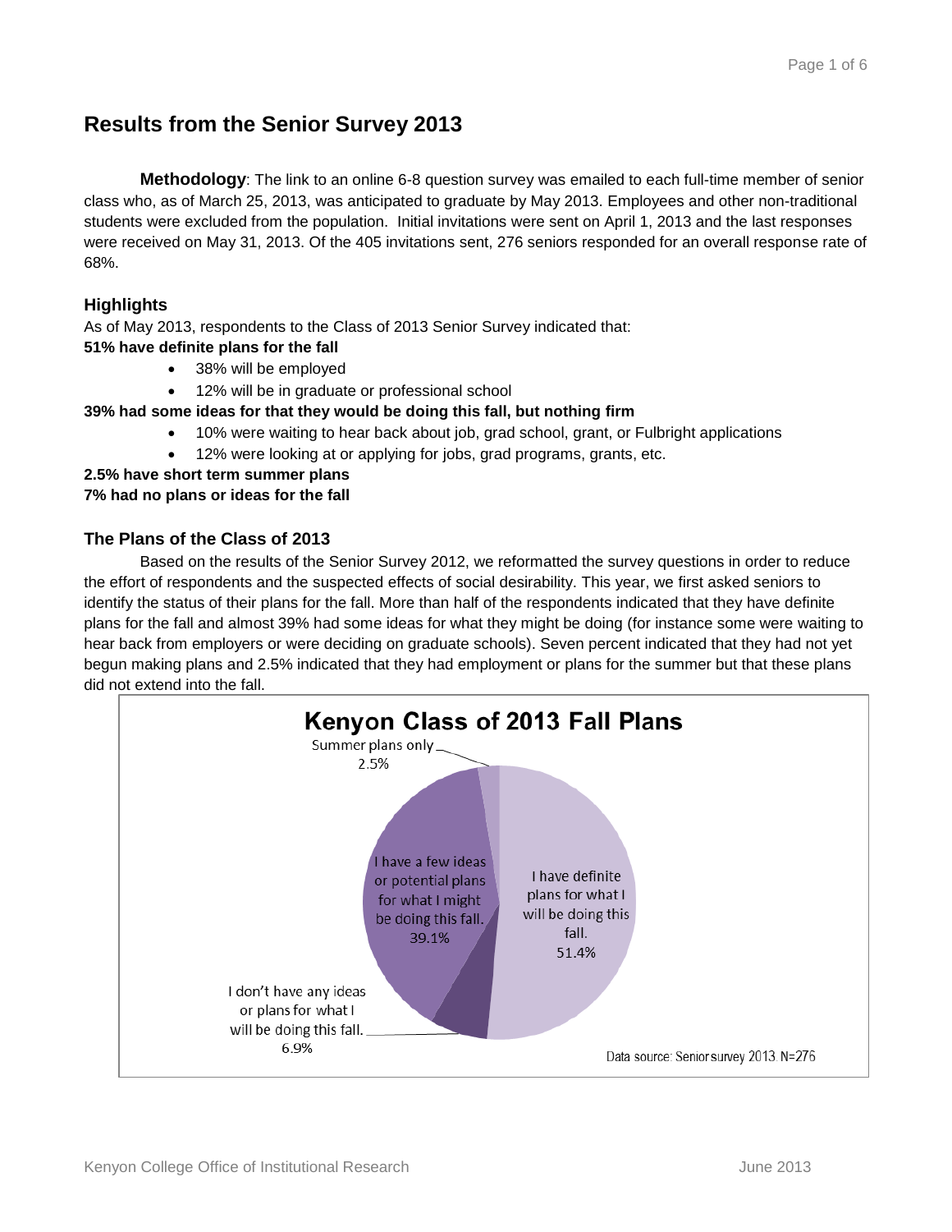# Results from the Senior Survey 2013

**Methodology**: The link to an online 6-8 question survey was emailed to each full-time member of senior class who, as of March 25, 2013, was anticipated to graduate by May 2013. Employees and other non-traditional students were excluded from the population. Initial invitations were sent on April 1, 2013 and the last responses were received on May 31, 2013. Of the 405 invitations sent, 276 seniors responded for an overall response rate of 68%.

## Highlights

As of May 2013, respondents to the Class of 2013 Senior Survey indicated that:

**51% have definite plans for the fall**

- 38% will be employed
- 12% will be in graduate or professional school

**39% had some ideas for that they would be doing this fall, but nothing firm**

- 10% were waiting to hear back about job, grad school, grant, or Fulbright applications
- 12% were looking at or applying for jobs, grad programs, grants, etc.

**2.5% have short term summer plans**

**7% had no plans or ideas for the fall**

## The Plans of the Class of 2013

Based on the results of the Senior Survey 2012, we reformatted the survey questions in order to reduce the effort of respondents and the suspected effects of social desirability. This year, we first asked seniors to identify the status of their plans for the fall. More than half of the respondents indicated that they have definite plans for the fall and almost 39% had some ideas for what they might be doing (for instance some were waiting to hear back from employers or were deciding on graduate schools). Seven percent indicated that they had not yet begun making plans and 2.5% indicated that they had employment or plans for the summer but that these plans did not extend into the fall.

**Kenyon Class of 2013 Fall Plans**

| Response | Percent |
|---|---|
| I have definite plans for what I will be doing this fall. | 51.4% |
| I have a few ideas or potential plans for what I might be doing this fall. | 39.1% |
| I don't have any ideas or plans for what I will be doing this fall. | 6.9% |
| Summer plans only | 2.5% |

Data source: Senior survey 2013. N=276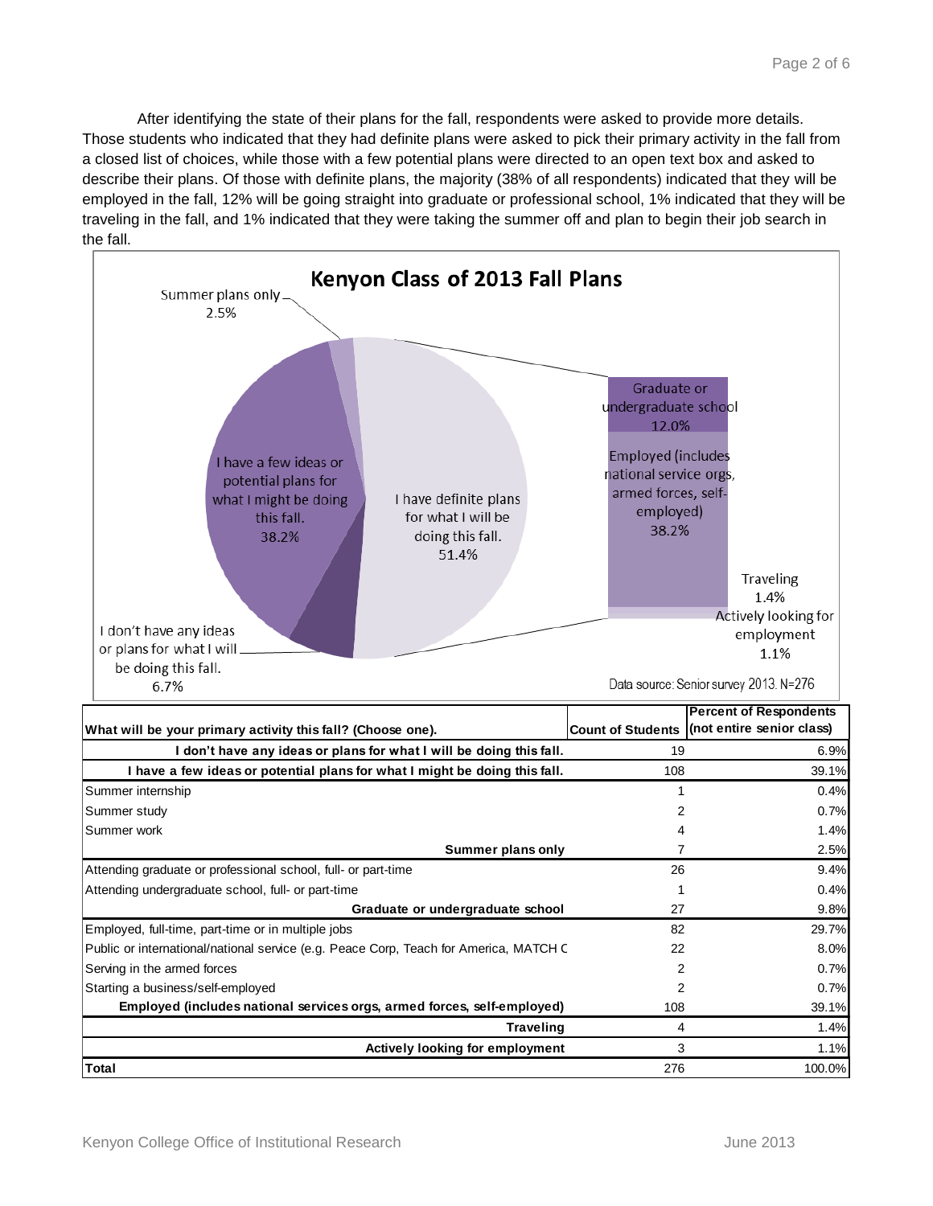After identifying the state of their plans for the fall, respondents were asked to provide more details. Those students who indicated that they had definite plans were asked to pick their primary activity in the fall from a closed list of choices, while those with a few potential plans were directed to an open text box and asked to describe their plans. Of those with definite plans, the majority (38% of all respondents) indicated that they will be employed in the fall, 12% will be going straight into graduate or professional school, 1% indicated that they will be traveling in the fall, and 1% indicated that they were taking the summer off and plan to begin their job search in the fall.

**Kenyon Class of 2013 Fall Plans**

- Summer plans only: 2.5%
- I have a few ideas or potential plans for what I might be doing this fall.: 38.2%
- I don't have any ideas or plans for what I will be doing this fall.: 6.7%
- I have definite plans for what I will be doing this fall.: 51.4%
  - Graduate or undergraduate school: 12.0%
  - Employed (includes national service orgs, armed forces, self-employed): 38.2%
  - Traveling: 1.4%
  - Actively looking for employment: 1.1%

Data source: Senior survey 2013. N=276

| What will be your primary activity this fall? (Choose one). | Count of Students | Percent of Respondents (not entire senior class) |
|---|---|---|
| **I don't have any ideas or plans for what I will be doing this fall.** | 19 | 6.9% |
| **I have a few ideas or potential plans for what I might be doing this fall.** | 108 | 39.1% |
| Summer internship | 1 | 0.4% |
| Summer study | 2 | 0.7% |
| Summer work | 4 | 1.4% |
| **Summer plans only** | 7 | 2.5% |
| Attending graduate or professional school, full- or part-time | 26 | 9.4% |
| Attending undergraduate school, full- or part-time | 1 | 0.4% |
| **Graduate or undergraduate school** | 27 | 9.8% |
| Employed, full-time, part-time or in multiple jobs | 82 | 29.7% |
| Public or international/national service (e.g. Peace Corp, Teach for America, MATCH C | 22 | 8.0% |
| Serving in the armed forces | 2 | 0.7% |
| Starting a business/self-employed | 2 | 0.7% |
| **Employed (includes national services orgs, armed forces, self-employed)** | 108 | 39.1% |
| **Traveling** | 4 | 1.4% |
| **Actively looking for employment** | 3 | 1.1% |
| **Total** | 276 | 100.0% |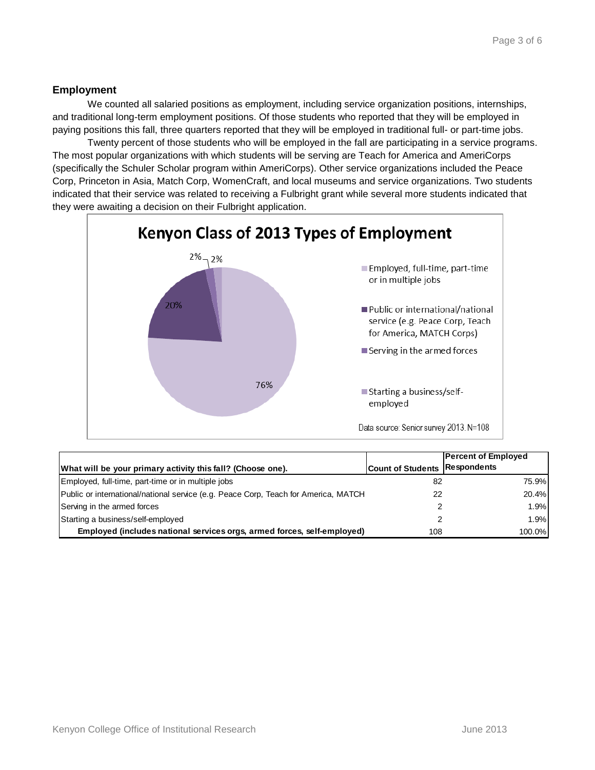### Employment

We counted all salaried positions as employment, including service organization positions, internships, and traditional long-term employment positions. Of those students who reported that they will be employed in paying positions this fall, three quarters reported that they will be employed in traditional full- or part-time jobs.

Twenty percent of those students who will be employed in the fall are participating in a service programs. The most popular organizations with which students will be serving are Teach for America and AmeriCorps (specifically the Schuler Scholar program within AmeriCorps). Other service organizations included the Peace Corp, Princeton in Asia, Match Corp, WomenCraft, and local museums and service organizations. Two students indicated that their service was related to receiving a Fulbright grant while several more students indicated that they were awaiting a decision on their Fulbright application.

**Kenyon Class of 2013 Types of Employment**

- Employed, full-time, part-time or in multiple jobs: 76%
- Public or international/national service (e.g. Peace Corp, Teach for America, MATCH Corps): 20%
- Serving in the armed forces: 2%
- Starting a business/self-employed: 2%

Data source: Senior survey 2013. N=108

| What will be your primary activity this fall? (Choose one). | Count of Students | Percent of Employed Respondents |
|---|---|---|
| Employed, full-time, part-time or in multiple jobs | 82 | 75.9% |
| Public or international/national service (e.g. Peace Corp, Teach for America, MATCH | 22 | 20.4% |
| Serving in the armed forces | 2 | 1.9% |
| Starting a business/self-employed | 2 | 1.9% |
| **Employed (includes national services orgs, armed forces, self-employed)** | 108 | 100.0% |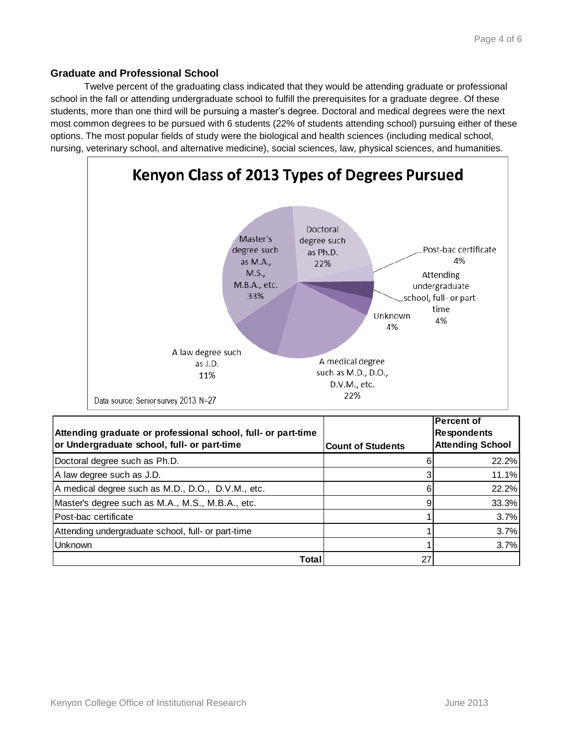### Graduate and Professional School

Twelve percent of the graduating class indicated that they would be attending graduate or professional school in the fall or attending undergraduate school to fulfill the prerequisites for a graduate degree. Of these students, more than one third will be pursuing a master's degree. Doctoral and medical degrees were the next most common degrees to be pursued with 6 students (22% of students attending school) pursuing either of these options. The most popular fields of study were the biological and health sciences (including medical school, nursing, veterinary school, and alternative medicine), social sciences, law, physical sciences, and humanities.

**Kenyon Class of 2013 Types of Degrees Pursued**

- Master's degree such as M.A., M.S., M.B.A., etc. 33%
- Doctoral degree such as Ph.D. 22%
- Post-bac certificate 4%
- Attending undergraduate school, full- or part-time 4%
- Unknown 4%
- A medical degree such as M.D., D.O., D.V.M., etc. 22%
- A law degree such as J.D. 11%

Data source: Senior survey 2013. N=27

| Attending graduate or professional school, full- or part-time or Undergraduate school, full- or part-time | Count of Students | Percent of Respondents Attending School |
|---|---|---|
| Doctoral degree such as Ph.D. | 6 | 22.2% |
| A law degree such as J.D. | 3 | 11.1% |
| A medical degree such as M.D., D.O., D.V.M., etc. | 6 | 22.2% |
| Master's degree such as M.A., M.S., M.B.A., etc. | 9 | 33.3% |
| Post-bac certificate | 1 | 3.7% |
| Attending undergraduate school, full- or part-time | 1 | 3.7% |
| Unknown | 1 | 3.7% |
| **Total** | 27 | |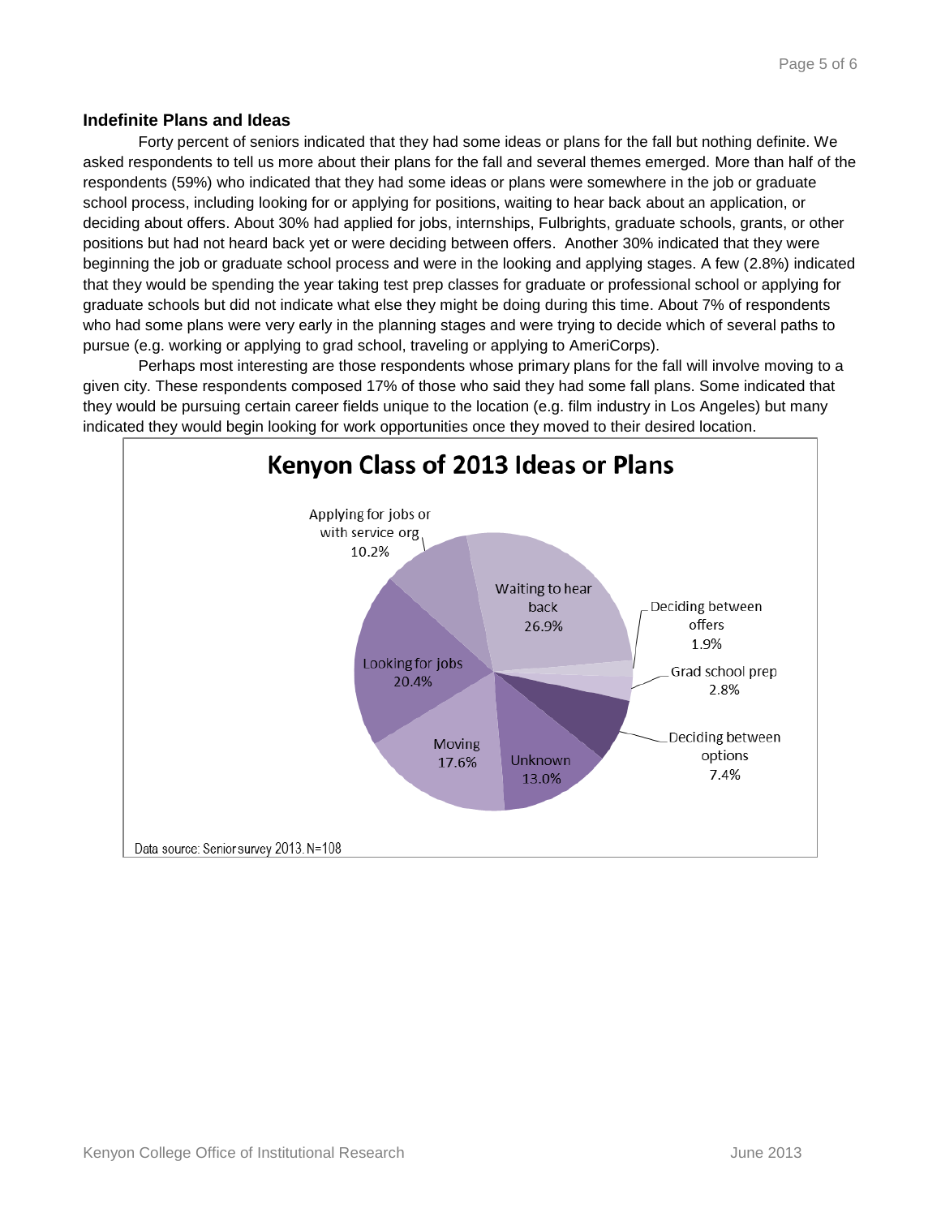### Indefinite Plans and Ideas

Forty percent of seniors indicated that they had some ideas or plans for the fall but nothing definite. We asked respondents to tell us more about their plans for the fall and several themes emerged. More than half of the respondents (59%) who indicated that they had some ideas or plans were somewhere in the job or graduate school process, including looking for or applying for positions, waiting to hear back about an application, or deciding about offers. About 30% had applied for jobs, internships, Fulbrights, graduate schools, grants, or other positions but had not heard back yet or were deciding between offers. Another 30% indicated that they were beginning the job or graduate school process and were in the looking and applying stages. A few (2.8%) indicated that they would be spending the year taking test prep classes for graduate or professional school or applying for graduate schools but did not indicate what else they might be doing during this time. About 7% of respondents who had some plans were very early in the planning stages and were trying to decide which of several paths to pursue (e.g. working or applying to grad school, traveling or applying to AmeriCorps).

Perhaps most interesting are those respondents whose primary plans for the fall will involve moving to a given city. These respondents composed 17% of those who said they had some fall plans. Some indicated that they would be pursuing certain career fields unique to the location (e.g. film industry in Los Angeles) but many indicated they would begin looking for work opportunities once they moved to their desired location.

**Kenyon Class of 2013 Ideas or Plans**

| Category | Percent |
| --- | --- |
| Waiting to hear back | 26.9% |
| Deciding between offers | 1.9% |
| Grad school prep | 2.8% |
| Deciding between options | 7.4% |
| Unknown | 13.0% |
| Moving | 17.6% |
| Looking for jobs | 20.4% |
| Applying for jobs or with service org | 10.2% |

Data source: Senior survey 2013. N=108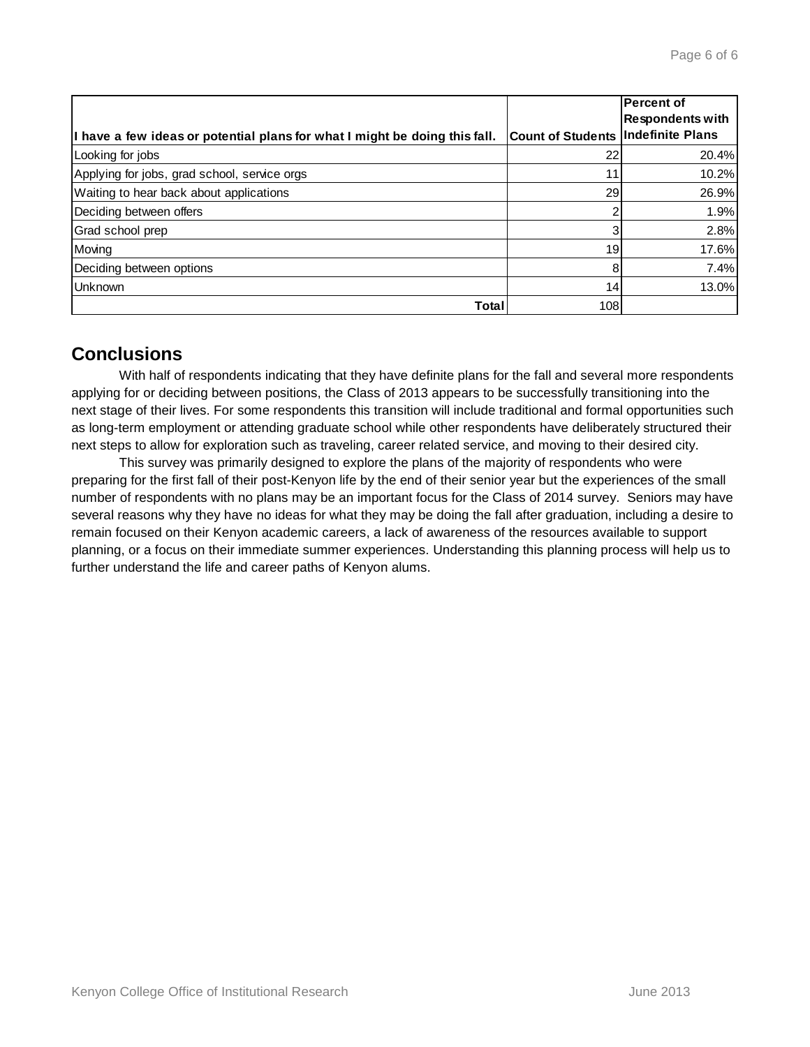| I have a few ideas or potential plans for what I might be doing this fall. | Count of Students | Percent of Respondents with Indefinite Plans |
|---|---|---|
| Looking for jobs | 22 | 20.4% |
| Applying for jobs, grad school, service orgs | 11 | 10.2% |
| Waiting to hear back about applications | 29 | 26.9% |
| Deciding between offers | 2 | 1.9% |
| Grad school prep | 3 | 2.8% |
| Moving | 19 | 17.6% |
| Deciding between options | 8 | 7.4% |
| Unknown | 14 | 13.0% |
| **Total** | 108 | |

## Conclusions

With half of respondents indicating that they have definite plans for the fall and several more respondents applying for or deciding between positions, the Class of 2013 appears to be successfully transitioning into the next stage of their lives. For some respondents this transition will include traditional and formal opportunities such as long-term employment or attending graduate school while other respondents have deliberately structured their next steps to allow for exploration such as traveling, career related service, and moving to their desired city.

This survey was primarily designed to explore the plans of the majority of respondents who were preparing for the first fall of their post-Kenyon life by the end of their senior year but the experiences of the small number of respondents with no plans may be an important focus for the Class of 2014 survey. Seniors may have several reasons why they have no ideas for what they may be doing the fall after graduation, including a desire to remain focused on their Kenyon academic careers, a lack of awareness of the resources available to support planning, or a focus on their immediate summer experiences. Understanding this planning process will help us to further understand the life and career paths of Kenyon alums.